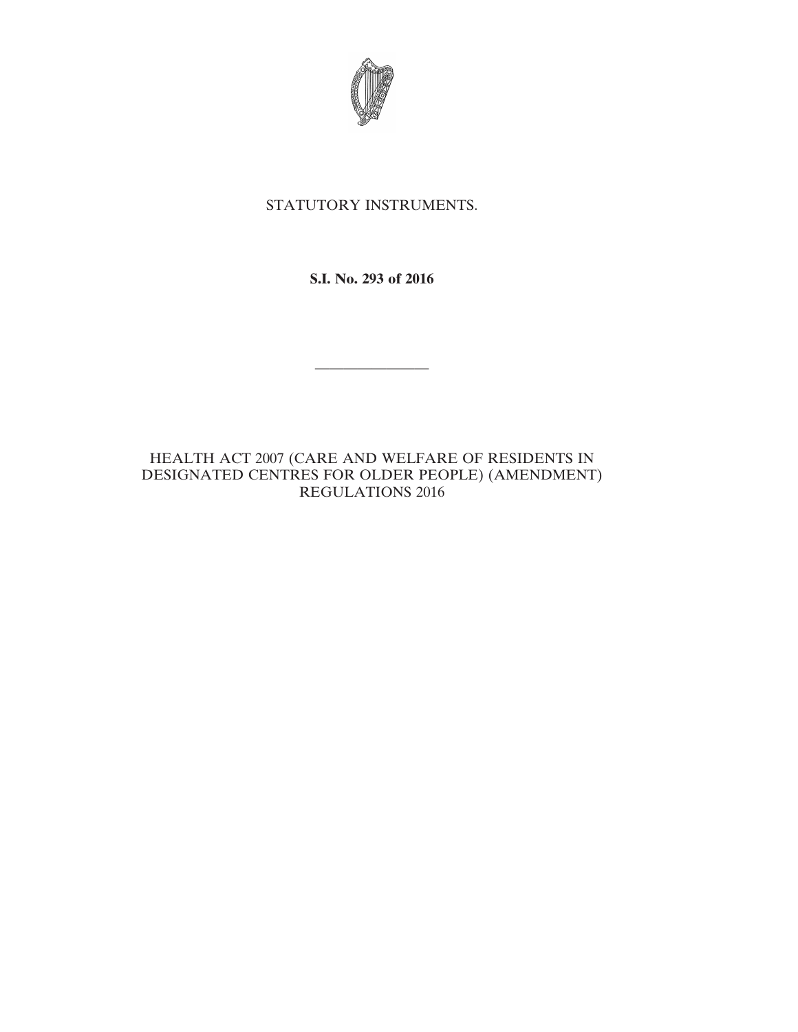STATUTORY INSTRUMENTS.

**S.I. No. 293 of 2016**

---

HEALTH ACT 2007 (CARE AND WELFARE OF RESIDENTS IN DESIGNATED CENTRES FOR OLDER PEOPLE) (AMENDMENT) REGULATIONS 2016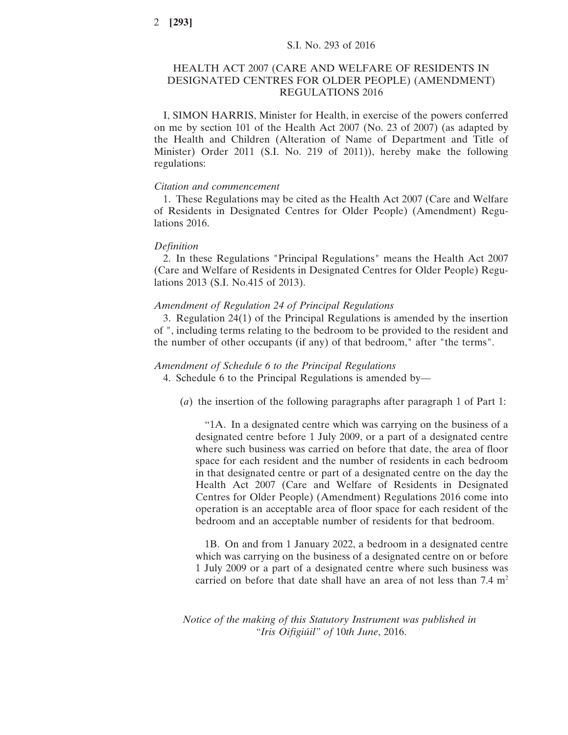S.I. No. 293 of 2016

# HEALTH ACT 2007 (CARE AND WELFARE OF RESIDENTS IN DESIGNATED CENTRES FOR OLDER PEOPLE) (AMENDMENT) REGULATIONS 2016

I, SIMON HARRIS, Minister for Health, in exercise of the powers conferred on me by section 101 of the Health Act 2007 (No. 23 of 2007) (as adapted by the Health and Children (Alteration of Name of Department and Title of Minister) Order 2011 (S.I. No. 219 of 2011)), hereby make the following regulations:

*Citation and commencement*

1. These Regulations may be cited as the Health Act 2007 (Care and Welfare of Residents in Designated Centres for Older People) (Amendment) Regulations 2016.

*Definition*

2. In these Regulations "Principal Regulations" means the Health Act 2007 (Care and Welfare of Residents in Designated Centres for Older People) Regulations 2013 (S.I. No.415 of 2013).

*Amendment of Regulation 24 of Principal Regulations*

3. Regulation 24(1) of the Principal Regulations is amended by the insertion of ", including terms relating to the bedroom to be provided to the resident and the number of other occupants (if any) of that bedroom," after "the terms".

*Amendment of Schedule 6 to the Principal Regulations*

4. Schedule 6 to the Principal Regulations is amended by—

(*a*) the insertion of the following paragraphs after paragraph 1 of Part 1:

"1A. In a designated centre which was carrying on the business of a designated centre before 1 July 2009, or a part of a designated centre where such business was carried on before that date, the area of floor space for each resident and the number of residents in each bedroom in that designated centre or part of a designated centre on the day the Health Act 2007 (Care and Welfare of Residents in Designated Centres for Older People) (Amendment) Regulations 2016 come into operation is an acceptable area of floor space for each resident of the bedroom and an acceptable number of residents for that bedroom.

1B. On and from 1 January 2022, a bedroom in a designated centre which was carrying on the business of a designated centre on or before 1 July 2009 or a part of a designated centre where such business was carried on before that date shall have an area of not less than 7.4 $m^2$

*Notice of the making of this Statutory Instrument was published in "Iris Oifigiúil" of 10th June, 2016.*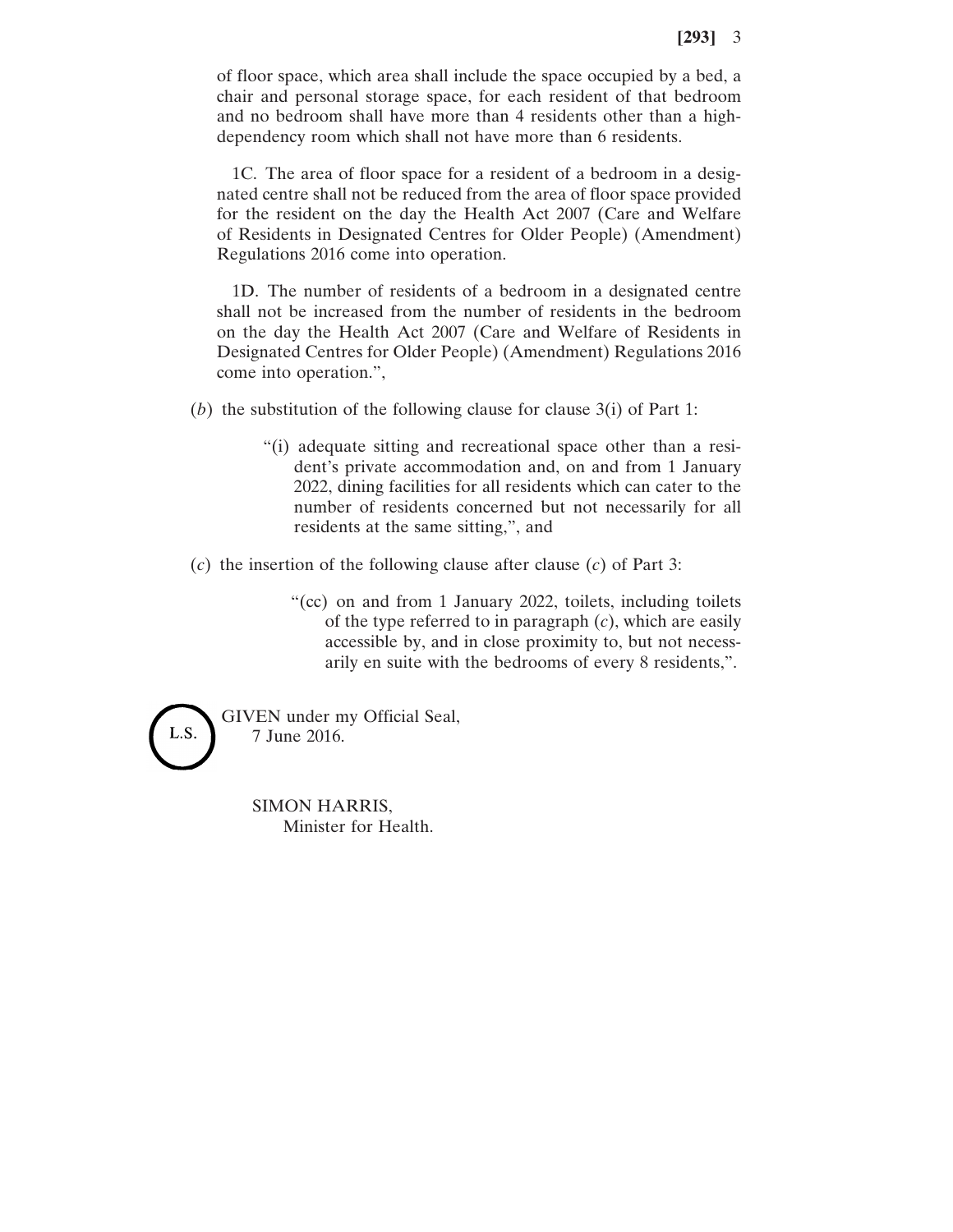of floor space, which area shall include the space occupied by a bed, a chair and personal storage space, for each resident of that bedroom and no bedroom shall have more than 4 residents other than a high-dependency room which shall not have more than 6 residents.

1C. The area of floor space for a resident of a bedroom in a designated centre shall not be reduced from the area of floor space provided for the resident on the day the Health Act 2007 (Care and Welfare of Residents in Designated Centres for Older People) (Amendment) Regulations 2016 come into operation.

1D. The number of residents of a bedroom in a designated centre shall not be increased from the number of residents in the bedroom on the day the Health Act 2007 (Care and Welfare of Residents in Designated Centres for Older People) (Amendment) Regulations 2016 come into operation.",

(*b*) the substitution of the following clause for clause 3(i) of Part 1:

> "(i) adequate sitting and recreational space other than a resident's private accommodation and, on and from 1 January 2022, dining facilities for all residents which can cater to the number of residents concerned but not necessarily for all residents at the same sitting,", and

(*c*) the insertion of the following clause after clause (*c*) of Part 3:

> "(cc) on and from 1 January 2022, toilets, including toilets of the type referred to in paragraph (*c*), which are easily accessible by, and in close proximity to, but not necessarily en suite with the bedrooms of every 8 residents,".

L.S.

GIVEN under my Official Seal,
7 June 2016.

SIMON HARRIS,
Minister for Health.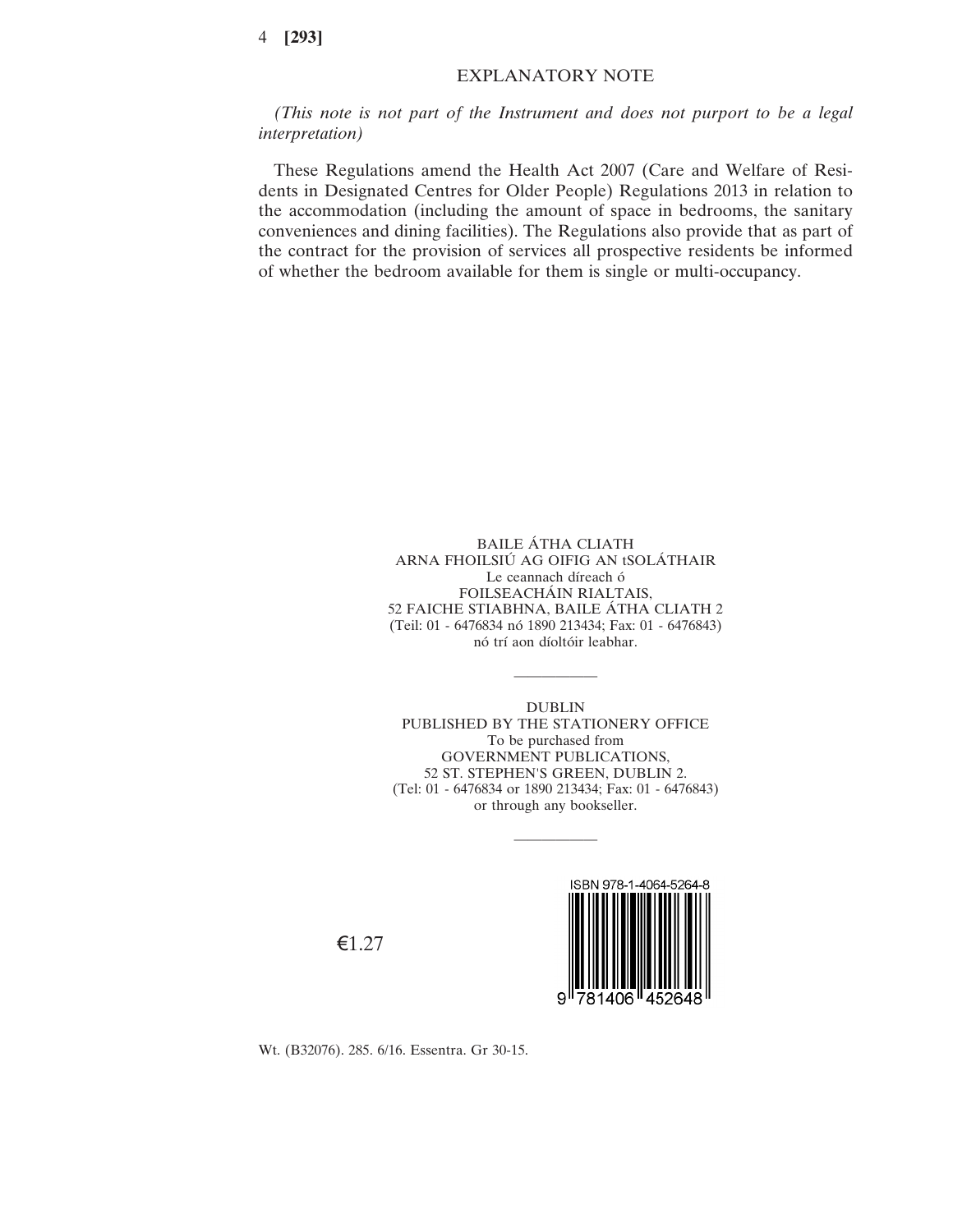## EXPLANATORY NOTE

*(This note is not part of the Instrument and does not purport to be a legal interpretation)*

These Regulations amend the Health Act 2007 (Care and Welfare of Residents in Designated Centres for Older People) Regulations 2013 in relation to the accommodation (including the amount of space in bedrooms, the sanitary conveniences and dining facilities). The Regulations also provide that as part of the contract for the provision of services all prospective residents be informed of whether the bedroom available for them is single or multi-occupancy.

BAILE ÁTHA CLIATH
ARNA FHOILSIÚ AG OIFIG AN tSOLÁTHAIR
Le ceannach díreach ó
FOILSEACHÁIN RIALTAIS,
52 FAICHE STIABHNA, BAILE ÁTHA CLIATH 2
(Teil: 01 - 6476834 nó 1890 213434; Fax: 01 - 6476843)
nó trí aon díoltóir leabhar.

---

DUBLIN
PUBLISHED BY THE STATIONERY OFFICE
To be purchased from
GOVERNMENT PUBLICATIONS,
52 ST. STEPHEN'S GREEN, DUBLIN 2.
(Tel: 01 - 6476834 or 1890 213434; Fax: 01 - 6476843)
or through any bookseller.

---

€1.27

ISBN 978-1-4064-5264-8

9 781406 452648

Wt. (B32076). 285. 6/16. Essentra. Gr 30-15.